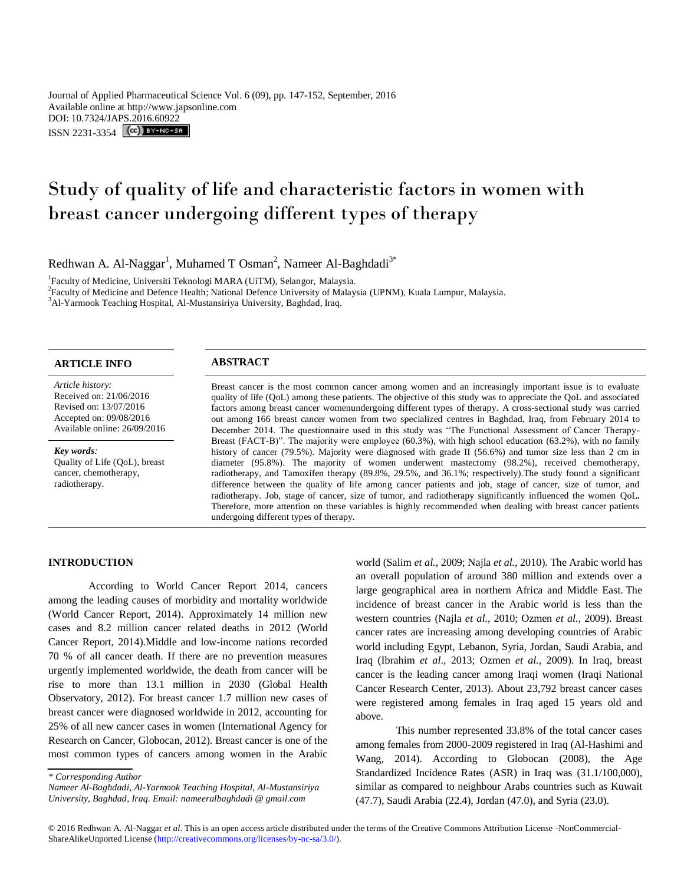Journal of Applied Pharmaceutical Science Vol. 6 (09), pp. 147-152, September, 2016
Available online at http://www.japsonline.com
DOI: 10.7324/JAPS.2016.60922
ISSN 2231-3354

# Study of quality of life and characteristic factors in women with breast cancer undergoing different types of therapy

Redhwan A. Al-Naggar[1], Muhamed T Osman[2], Nameer Al-Baghdadi[3*]

[1]Faculty of Medicine, Universiti Teknologi MARA (UiTM), Selangor, Malaysia.
[2]Faculty of Medicine and Defence Health; National Defence University of Malaysia (UPNM), Kuala Lumpur, Malaysia.
[3]Al-Yarmook Teaching Hospital, Al-Mustansiriya University, Baghdad, Iraq.

## ARTICLE INFO

*Article history:*
Received on: 21/06/2016
Revised on: 13/07/2016
Accepted on: 09/08/2016
Available online: 26/09/2016

***Key words**:*
Quality of Life (QoL), breast cancer, chemotherapy, radiotherapy.

## ABSTRACT

Breast cancer is the most common cancer among women and an increasingly important issue is to evaluate quality of life (QoL) among these patients. The objective of this study was to appreciate the QoL and associated factors among breast cancer womenundergoing different types of therapy. A cross-sectional study was carried out among 166 breast cancer women from two specialized centres in Baghdad, Iraq, from February 2014 to December 2014. The questionnaire used in this study was "The Functional Assessment of Cancer Therapy-Breast (FACT-B)". The majority were employee (60.3%), with high school education (63.2%), with no family history of cancer (79.5%). Majority were diagnosed with grade II (56.6%) and tumor size less than 2 cm in diameter (95.8%). The majority of women underwent mastectomy (98.2%), received chemotherapy, radiotherapy, and Tamoxifen therapy (89.8%, 29.5%, and 36.1%; respectively).The study found a significant difference between the quality of life among cancer patients and job, stage of cancer, size of tumor, and radiotherapy. Job, stage of cancer, size of tumor, and radiotherapy significantly influenced the women QoL. Therefore, more attention on these variables is highly recommended when dealing with breast cancer patients undergoing different types of therapy.

## INTRODUCTION

According to World Cancer Report 2014, cancers among the leading causes of morbidity and mortality worldwide (World Cancer Report, 2014). Approximately 14 million new cases and 8.2 million cancer related deaths in 2012 (World Cancer Report, 2014).Middle and low-income nations recorded 70 % of all cancer death. If there are no prevention measures urgently implemented worldwide, the death from cancer will be rise to more than 13.1 million in 2030 (Global Health Observatory, 2012). For breast cancer 1.7 million new cases of breast cancer were diagnosed worldwide in 2012, accounting for 25% of all new cancer cases in women (International Agency for Research on Cancer, Globocan, 2012). Breast cancer is one of the most common types of cancers among women in the Arabic world (Salim *et al.*, 2009; Najla *et al.*, 2010). The Arabic world has an overall population of around 380 million and extends over a large geographical area in northern Africa and Middle East. The incidence of breast cancer in the Arabic world is less than the western countries (Najla *et al.*, 2010; Ozmen *et al.*, 2009). Breast cancer rates are increasing among developing countries of Arabic world including Egypt, Lebanon, Syria, Jordan, Saudi Arabia, and Iraq (Ibrahim *et al*., 2013; Ozmen *et al.*, 2009). In Iraq, breast cancer is the leading cancer among Iraqi women (Iraqi National Cancer Research Center, 2013). About 23,792 breast cancer cases were registered among females in Iraq aged 15 years old and above.

This number represented 33.8% of the total cancer cases among females from 2000-2009 registered in Iraq (Al-Hashimi and Wang, 2014). According to Globocan (2008), the Age Standardized Incidence Rates (ASR) in Iraq was (31.1/100,000), similar as compared to neighbour Arabs countries such as Kuwait (47.7), Saudi Arabia (22.4), Jordan (47.0), and Syria (23.0).

*\* Corresponding Author*
*Nameer Al-Baghdadi, Al-Yarmook Teaching Hospital, Al-Mustansiriya University, Baghdad, Iraq. Email: nameeralbaghdadi @ gmail.com*

© 2016 Redhwan A. Al-Naggar *et al*. This is an open access article distributed under the terms of the Creative Commons Attribution License -NonCommercial-ShareAlikeUnported License (http://creativecommons.org/licenses/by-nc-sa/3.0/).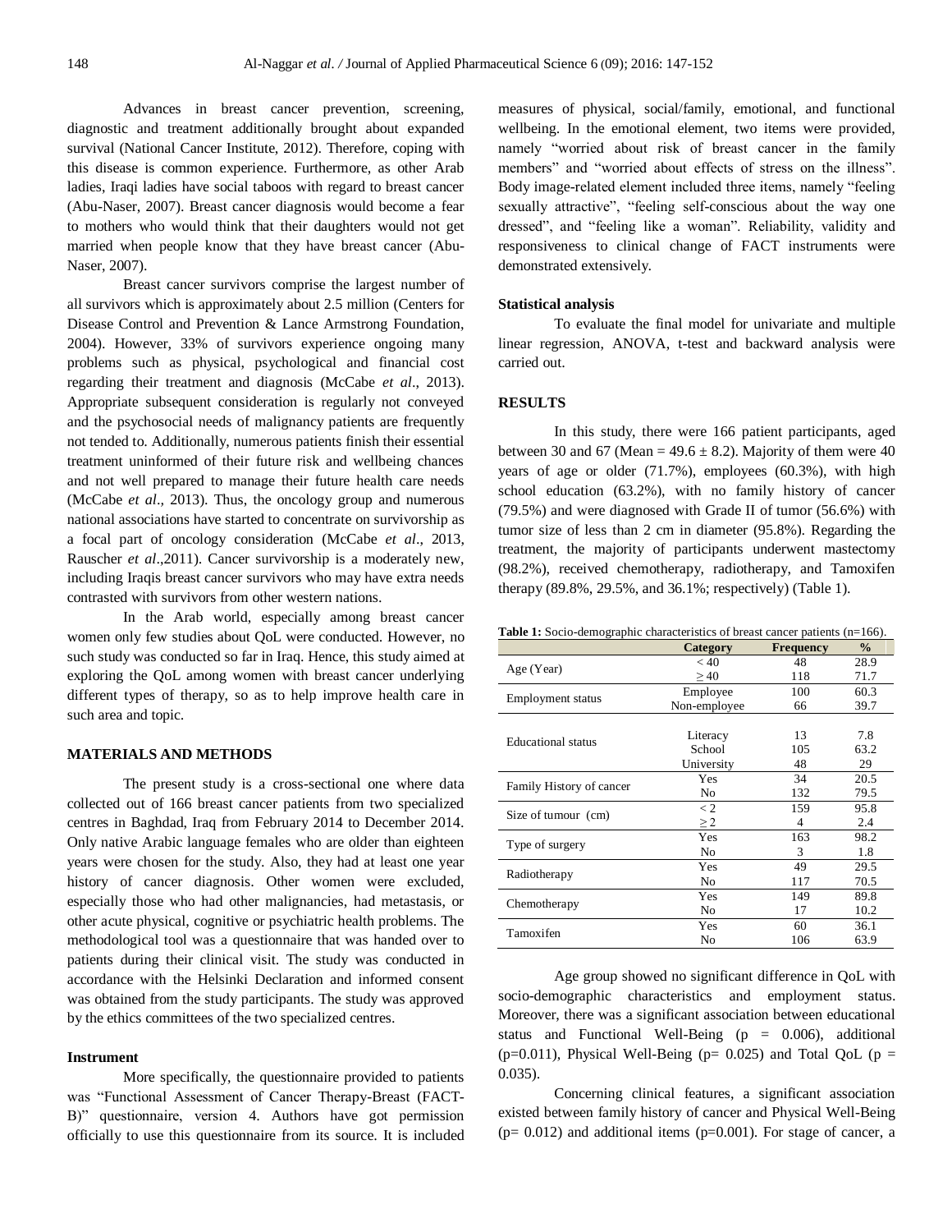Advances in breast cancer prevention, screening, diagnostic and treatment additionally brought about expanded survival (National Cancer Institute, 2012). Therefore, coping with this disease is common experience. Furthermore, as other Arab ladies, Iraqi ladies have social taboos with regard to breast cancer (Abu-Naser, 2007). Breast cancer diagnosis would become a fear to mothers who would think that their daughters would not get married when people know that they have breast cancer (Abu-Naser, 2007).

Breast cancer survivors comprise the largest number of all survivors which is approximately about 2.5 million (Centers for Disease Control and Prevention & Lance Armstrong Foundation, 2004). However, 33% of survivors experience ongoing many problems such as physical, psychological and financial cost regarding their treatment and diagnosis (McCabe *et al*., 2013). Appropriate subsequent consideration is regularly not conveyed and the psychosocial needs of malignancy patients are frequently not tended to. Additionally, numerous patients finish their essential treatment uninformed of their future risk and wellbeing chances and not well prepared to manage their future health care needs (McCabe *et al*., 2013). Thus, the oncology group and numerous national associations have started to concentrate on survivorship as a focal part of oncology consideration (McCabe *et al*., 2013, Rauscher *et al*.,2011). Cancer survivorship is a moderately new, including Iraqis breast cancer survivors who may have extra needs contrasted with survivors from other western nations.

In the Arab world, especially among breast cancer women only few studies about QoL were conducted. However, no such study was conducted so far in Iraq. Hence, this study aimed at exploring the QoL among women with breast cancer underlying different types of therapy, so as to help improve health care in such area and topic.

## MATERIALS AND METHODS

The present study is a cross-sectional one where data collected out of 166 breast cancer patients from two specialized centres in Baghdad, Iraq from February 2014 to December 2014. Only native Arabic language females who are older than eighteen years were chosen for the study. Also, they had at least one year history of cancer diagnosis. Other women were excluded, especially those who had other malignancies, had metastasis, or other acute physical, cognitive or psychiatric health problems. The methodological tool was a questionnaire that was handed over to patients during their clinical visit. The study was conducted in accordance with the Helsinki Declaration and informed consent was obtained from the study participants. The study was approved by the ethics committees of the two specialized centres.

### Instrument

More specifically, the questionnaire provided to patients was "Functional Assessment of Cancer Therapy-Breast (FACT-B)" questionnaire, version 4. Authors have got permission officially to use this questionnaire from its source. It is included measures of physical, social/family, emotional, and functional wellbeing. In the emotional element, two items were provided, namely "worried about risk of breast cancer in the family members" and "worried about effects of stress on the illness". Body image-related element included three items, namely "feeling sexually attractive", "feeling self-conscious about the way one dressed", and "feeling like a woman". Reliability, validity and responsiveness to clinical change of FACT instruments were demonstrated extensively.

### Statistical analysis

To evaluate the final model for univariate and multiple linear regression, ANOVA, t-test and backward analysis were carried out.

## RESULTS

In this study, there were 166 patient participants, aged between 30 and 67 (Mean = $49.6 \pm 8.2$). Majority of them were 40 years of age or older (71.7%), employees (60.3%), with high school education (63.2%), with no family history of cancer (79.5%) and were diagnosed with Grade II of tumor (56.6%) with tumor size of less than 2 cm in diameter (95.8%). Regarding the treatment, the majority of participants underwent mastectomy (98.2%), received chemotherapy, radiotherapy, and Tamoxifen therapy (89.8%, 29.5%, and 36.1%; respectively) (Table 1).

**Table 1:** Socio-demographic characteristics of breast cancer patients (n=166).

| | Category | Frequency | % |
|---|---|---|---|
| Age (Year) | < 40 | 48 | 28.9 |
| | ≥ 40 | 118 | 71.7 |
| Employment status | Employee | 100 | 60.3 |
| | Non-employee | 66 | 39.7 |
| Educational status | Literacy | 13 | 7.8 |
| | School | 105 | 63.2 |
| | University | 48 | 29 |
| Family History of cancer | Yes | 34 | 20.5 |
| | No | 132 | 79.5 |
| Size of tumour (cm) | < 2 | 159 | 95.8 |
| | ≥ 2 | 4 | 2.4 |
| Type of surgery | Yes | 163 | 98.2 |
| | No | 3 | 1.8 |
| Radiotherapy | Yes | 49 | 29.5 |
| | No | 117 | 70.5 |
| Chemotherapy | Yes | 149 | 89.8 |
| | No | 17 | 10.2 |
| Tamoxifen | Yes | 60 | 36.1 |
| | No | 106 | 63.9 |

Age group showed no significant difference in QoL with socio-demographic characteristics and employment status. Moreover, there was a significant association between educational status and Functional Well-Being ($p = 0.006$), additional ($p=0.011$), Physical Well-Being ($p= 0.025$) and Total QoL ($p = 0.035$).

Concerning clinical features, a significant association existed between family history of cancer and Physical Well-Being ($p= 0.012$) and additional items ($p=0.001$). For stage of cancer, a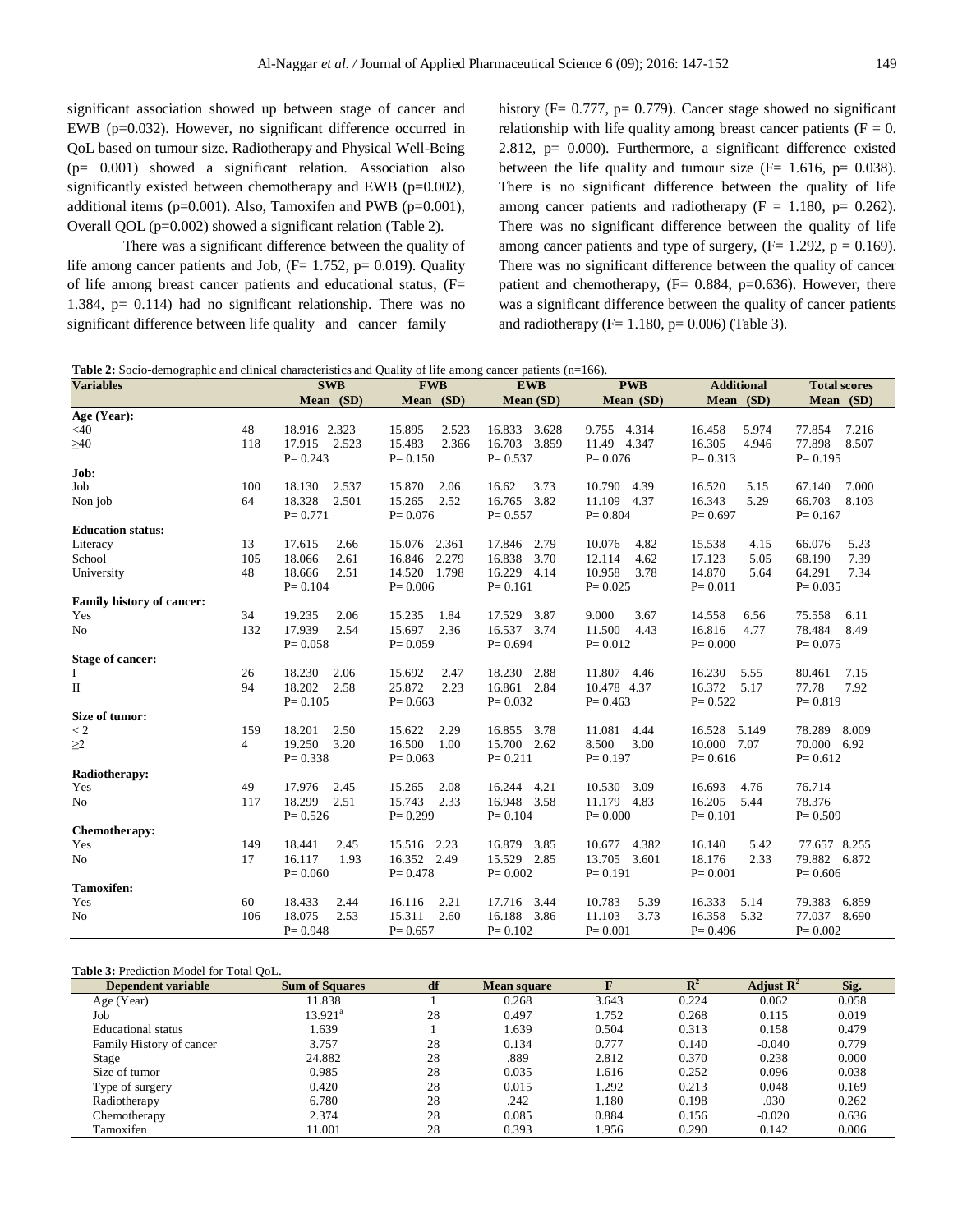significant association showed up between stage of cancer and EWB (p=0.032). However, no significant difference occurred in QoL based on tumour size. Radiotherapy and Physical Well-Being (p= 0.001) showed a significant relation. Association also significantly existed between chemotherapy and EWB (p=0.002), additional items (p=0.001). Also, Tamoxifen and PWB (p=0.001), Overall QOL (p=0.002) showed a significant relation (Table 2).

There was a significant difference between the quality of life among cancer patients and Job, (F= 1.752, p= 0.019). Quality of life among breast cancer patients and educational status, (F= 1.384, p= 0.114) had no significant relationship. There was no significant difference between life quality and cancer family history (F= 0.777, p= 0.779). Cancer stage showed no significant relationship with life quality among breast cancer patients (F = 0. 2.812, p= 0.000). Furthermore, a significant difference existed between the life quality and tumour size (F= 1.616, p= 0.038). There is no significant difference between the quality of life among cancer patients and radiotherapy (F = 1.180, p= 0.262). There was no significant difference between the quality of life among cancer patients and type of surgery, (F= 1.292, p = 0.169). There was no significant difference between the quality of cancer patient and chemotherapy, (F= 0.884, p=0.636). However, there was a significant difference between the quality of cancer patients and radiotherapy (F= 1.180, p= 0.006) (Table 3).

**Table 2:** Socio-demographic and clinical characteristics and Quality of life among cancer patients (n=166).

| Variables | | SWB Mean (SD) | FWB Mean (SD) | EWB Mean (SD) | PWB Mean (SD) | Additional Mean (SD) | Total scores Mean (SD) |
|---|---|---|---|---|---|---|---|
| **Age (Year):** | | | | | | | |
| <40 | 48 | 18.916 2.323 | 15.895 2.523 | 16.833 3.628 | 9.755 4.314 | 16.458 5.974 | 77.854 7.216 |
| ≥40 | 118 | 17.915 2.523 | 15.483 2.366 | 16.703 3.859 | 11.49 4.347 | 16.305 4.946 | 77.898 8.507 |
| | | P= 0.243 | P= 0.150 | P= 0.537 | P= 0.076 | P= 0.313 | P= 0.195 |
| **Job:** | | | | | | | |
| Job | 100 | 18.130 2.537 | 15.870 2.06 | 16.62 3.73 | 10.790 4.39 | 16.520 5.15 | 67.140 7.000 |
| Non job | 64 | 18.328 2.501 | 15.265 2.52 | 16.765 3.82 | 11.109 4.37 | 16.343 5.29 | 66.703 8.103 |
| | | P= 0.771 | P= 0.076 | P= 0.557 | P= 0.804 | P= 0.697 | P= 0.167 |
| **Education status:** | | | | | | | |
| Literacy | 13 | 17.615 2.66 | 15.076 2.361 | 17.846 2.79 | 10.076 4.82 | 15.538 4.15 | 66.076 5.23 |
| School | 105 | 18.066 2.61 | 16.846 2.279 | 16.838 3.70 | 12.114 4.62 | 17.123 5.05 | 68.190 7.39 |
| University | 48 | 18.666 2.51 | 14.520 1.798 | 16.229 4.14 | 10.958 3.78 | 14.870 5.64 | 64.291 7.34 |
| | | P= 0.104 | P= 0.006 | P= 0.161 | P= 0.025 | P= 0.011 | P= 0.035 |
| **Family history of cancer:** | | | | | | | |
| Yes | 34 | 19.235 2.06 | 15.235 1.84 | 17.529 3.87 | 9.000 3.67 | 14.558 6.56 | 75.558 6.11 |
| No | 132 | 17.939 2.54 | 15.697 2.36 | 16.537 3.74 | 11.500 4.43 | 16.816 4.77 | 78.484 8.49 |
| | | P= 0.058 | P= 0.059 | P= 0.694 | P= 0.012 | P= 0.000 | P= 0.075 |
| **Stage of cancer:** | | | | | | | |
| I | 26 | 18.230 2.06 | 15.692 2.47 | 18.230 2.88 | 11.807 4.46 | 16.230 5.55 | 80.461 7.15 |
| II | 94 | 18.202 2.58 | 25.872 2.23 | 16.861 2.84 | 10.478 4.37 | 16.372 5.17 | 77.78 7.92 |
| | | P= 0.105 | P= 0.663 | P= 0.032 | P= 0.463 | P= 0.522 | P= 0.819 |
| **Size of tumor:** | | | | | | | |
| < 2 | 159 | 18.201 2.50 | 15.622 2.29 | 16.855 3.78 | 11.081 4.44 | 16.528 5.149 | 78.289 8.009 |
| ≥2 | 4 | 19.250 3.20 | 16.500 1.00 | 15.700 2.62 | 8.500 3.00 | 10.000 7.07 | 70.000 6.92 |
| | | P= 0.338 | P= 0.063 | P= 0.211 | P= 0.197 | P= 0.616 | P= 0.612 |
| **Radiotherapy:** | | | | | | | |
| Yes | 49 | 17.976 2.45 | 15.265 2.08 | 16.244 4.21 | 10.530 3.09 | 16.693 4.76 | 76.714 |
| No | 117 | 18.299 2.51 | 15.743 2.33 | 16.948 3.58 | 11.179 4.83 | 16.205 5.44 | 78.376 |
| | | P= 0.526 | P= 0.299 | P= 0.104 | P= 0.000 | P= 0.101 | P= 0.509 |
| **Chemotherapy:** | | | | | | | |
| Yes | 149 | 18.441 2.45 | 15.516 2.23 | 16.879 3.85 | 10.677 4.382 | 16.140 5.42 | 77.657 8.255 |
| No | 17 | 16.117 1.93 | 16.352 2.49 | 15.529 2.85 | 13.705 3.601 | 18.176 2.33 | 79.882 6.872 |
| | | P= 0.060 | P= 0.478 | P= 0.002 | P= 0.191 | P= 0.001 | P= 0.606 |
| **Tamoxifen:** | | | | | | | |
| Yes | 60 | 18.433 2.44 | 16.116 2.21 | 17.716 3.44 | 10.783 5.39 | 16.333 5.14 | 79.383 6.859 |
| No | 106 | 18.075 2.53 | 15.311 2.60 | 16.188 3.86 | 11.103 3.73 | 16.358 5.32 | 77.037 8.690 |
| | | P= 0.948 | P= 0.657 | P= 0.102 | P= 0.001 | P= 0.496 | P= 0.002 |

**Table 3:** Prediction Model for Total QoL.

| Dependent variable | Sum of Squares | df | Mean square | F | $R^2$ | Adjust $R^2$ | Sig. |
|---|---|---|---|---|---|---|---|
| Age (Year) | 11.838 | 1 | 0.268 | 3.643 | 0.224 | 0.062 | 0.058 |
| Job | 13.921[a] | 28 | 0.497 | 1.752 | 0.268 | 0.115 | 0.019 |
| Educational status | 1.639 | 1 | 1.639 | 0.504 | 0.313 | 0.158 | 0.479 |
| Family History of cancer | 3.757 | 28 | 0.134 | 0.777 | 0.140 | -0.040 | 0.779 |
| Stage | 24.882 | 28 | .889 | 2.812 | 0.370 | 0.238 | 0.000 |
| Size of tumor | 0.985 | 28 | 0.035 | 1.616 | 0.252 | 0.096 | 0.038 |
| Type of surgery | 0.420 | 28 | 0.015 | 1.292 | 0.213 | 0.048 | 0.169 |
| Radiotherapy | 6.780 | 28 | .242 | 1.180 | 0.198 | .030 | 0.262 |
| Chemotherapy | 2.374 | 28 | 0.085 | 0.884 | 0.156 | -0.020 | 0.636 |
| Tamoxifen | 11.001 | 28 | 0.393 | 1.956 | 0.290 | 0.142 | 0.006 |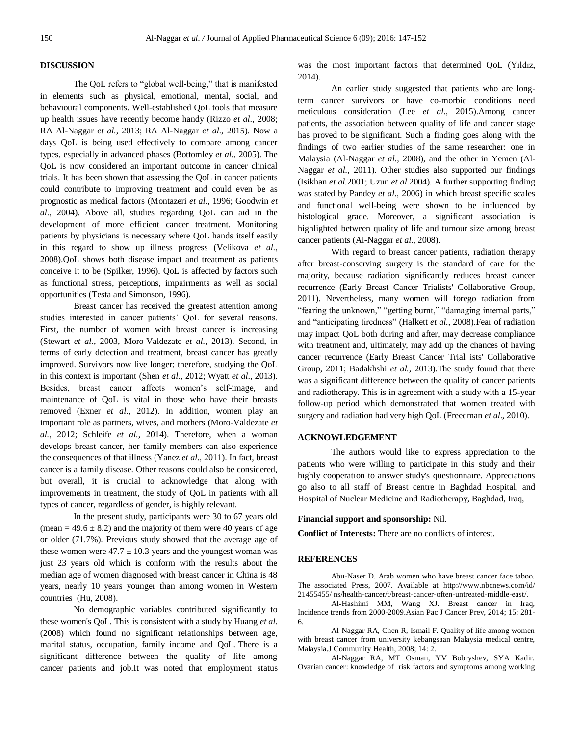## DISCUSSION

The QoL refers to "global well-being," that is manifested in elements such as physical, emotional, mental, social, and behavioural components. Well-established QoL tools that measure up health issues have recently become handy (Rizzo *et al*., 2008; RA Al-Naggar *et al.*, 2013; RA Al-Naggar *et al*., 2015). Now a days QoL is being used effectively to compare among cancer types, especially in advanced phases (Bottomley *et al.*, 2005). The QoL is now considered an important outcome in cancer clinical trials. It has been shown that assessing the QoL in cancer patients could contribute to improving treatment and could even be as prognostic as medical factors (Montazeri *et al*., 1996; Goodwin *et al*., 2004). Above all, studies regarding QoL can aid in the development of more efficient cancer treatment. Monitoring patients by physicians is necessary where QoL hands itself easily in this regard to show up illness progress (Velikova *et al.*, 2008).QoL shows both disease impact and treatment as patients conceive it to be (Spilker, 1996). QoL is affected by factors such as functional stress, perceptions, impairments as well as social opportunities (Testa and Simonson, 1996).

Breast cancer has received the greatest attention among studies interested in cancer patients' QoL for several reasons. First, the number of women with breast cancer is increasing (Stewart *et al*., 2003, Moro-Valdezate *et al.*, 2013). Second, in terms of early detection and treatment, breast cancer has greatly improved. Survivors now live longer; therefore, studying the QoL in this context is important (Shen *et al.*, 2012; Wyatt *et al*., 2013). Besides, breast cancer affects women's self-image, and maintenance of QoL is vital in those who have their breasts removed (Exner *et al*., 2012). In addition, women play an important role as partners, wives, and mothers (Moro-Valdezate *et al.*, 2012; Schleife *et al.*, 2014). Therefore, when a woman develops breast cancer, her family members can also experience the consequences of that illness (Yanez *et al*., 2011). In fact, breast cancer is a family disease. Other reasons could also be considered, but overall, it is crucial to acknowledge that along with improvements in treatment, the study of QoL in patients with all types of cancer, regardless of gender, is highly relevant.

In the present study, participants were 30 to 67 years old (mean = $49.6 \pm 8.2$) and the majority of them were 40 years of age or older (71.7%). Previous study showed that the average age of these women were $47.7 \pm 10.3$ years and the youngest woman was just 23 years old which is conform with the results about the median age of women diagnosed with breast cancer in China is 48 years, nearly 10 years younger than among women in Western countries (Hu, 2008).

No demographic variables contributed significantly to these women's QoL. This is consistent with a study by Huang *et al*. (2008) which found no significant relationships between age, marital status, occupation, family income and QoL. There is a significant difference between the quality of life among cancer patients and job.It was noted that employment status was the most important factors that determined QoL (Yıldız, 2014).

An earlier study suggested that patients who are long-term cancer survivors or have co-morbid conditions need meticulous consideration (Lee *et al*., 2015).Among cancer patients, the association between quality of life and cancer stage has proved to be significant. Such a finding goes along with the findings of two earlier studies of the same researcher: one in Malaysia (Al-Naggar *et al.*, 2008), and the other in Yemen (Al-Naggar *et al.*, 2011). Other studies also supported our findings (Isikhan *et al.*2001; Uzun *et al.*2004). A further supporting finding was stated by Pandey *et al*., 2006) in which breast specific scales and functional well-being were shown to be influenced by histological grade. Moreover, a significant association is highlighted between quality of life and tumour size among breast cancer patients (Al-Naggar *et al*., 2008).

With regard to breast cancer patients, radiation therapy after breast-conserving surgery is the standard of care for the majority, because radiation significantly reduces breast cancer recurrence (Early Breast Cancer Trialists' Collaborative Group, 2011). Nevertheless, many women will forego radiation from "fearing the unknown," "getting burnt," "damaging internal parts," and "anticipating tiredness" (Halkett *et al.*, 2008).Fear of radiation may impact QoL both during and after, may decrease compliance with treatment and, ultimately, may add up the chances of having cancer recurrence (Early Breast Cancer Trial ists' Collaborative Group, 2011; Badakhshi *et al.*, 2013).The study found that there was a significant difference between the quality of cancer patients and radiotherapy. This is in agreement with a study with a 15-year follow-up period which demonstrated that women treated with surgery and radiation had very high QoL (Freedman *et al*., 2010).

## ACKNOWLEDGEMENT

The authors would like to express appreciation to the patients who were willing to participate in this study and their highly cooperation to answer study's questionnaire. Appreciations go also to all staff of Breast centre in Baghdad Hospital, and Hospital of Nuclear Medicine and Radiotherapy, Baghdad, Iraq,

**Financial support and sponsorship:** Nil.

**Conflict of Interests:** There are no conflicts of interest.

## REFERENCES

Abu-Naser D. Arab women who have breast cancer face taboo. The associated Press, 2007. Available at http://www.nbcnews.com/id/ 21455455/ ns/health-cancer/t/breast-cancer-often-untreated-middle-east/.

Al-Hashimi MM, Wang XJ. Breast cancer in Iraq, Incidence trends from 2000-2009.Asian Pac J Cancer Prev, 2014; 15: 281-6.

Al-Naggar RA, Chen R, Ismail F. Quality of life among women with breast cancer from university kebangsaan Malaysia medical centre, Malaysia.J Community Health, 2008; 14: 2.

Al-Naggar RA, MT Osman, YV Bobryshev, SYA Kadir. Ovarian cancer: knowledge of risk factors and symptoms among working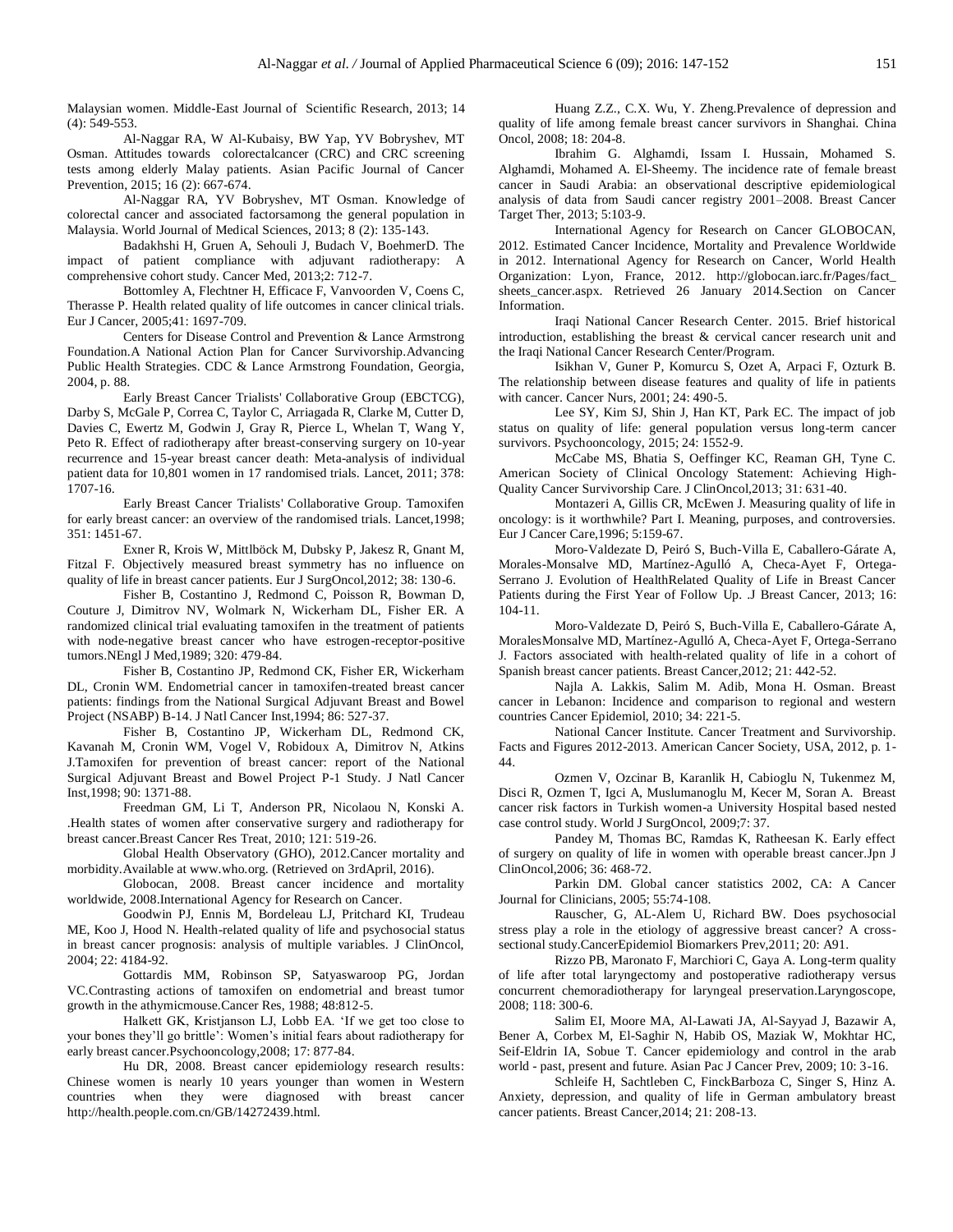Malaysian women. Middle-East Journal of Scientific Research, 2013; 14 (4): 549-553.

Al-Naggar RA, W Al-Kubaisy, BW Yap, YV Bobryshev, MT Osman. Attitudes towards colorectalcancer (CRC) and CRC screening tests among elderly Malay patients. Asian Pacific Journal of Cancer Prevention, 2015; 16 (2): 667-674.

Al-Naggar RA, YV Bobryshev, MT Osman. Knowledge of colorectal cancer and associated factorsamong the general population in Malaysia. World Journal of Medical Sciences, 2013; 8 (2): 135-143.

Badakhshi H, Gruen A, Sehouli J, Budach V, BoehmerD. The impact of patient compliance with adjuvant radiotherapy: A comprehensive cohort study. Cancer Med, 2013;2: 712-7.

Bottomley A, Flechtner H, Efficace F, Vanvoorden V, Coens C, Therasse P. Health related quality of life outcomes in cancer clinical trials. Eur J Cancer, 2005;41: 1697-709.

Centers for Disease Control and Prevention & Lance Armstrong Foundation.A National Action Plan for Cancer Survivorship.Advancing Public Health Strategies. CDC & Lance Armstrong Foundation, Georgia, 2004, p. 88.

Early Breast Cancer Trialists' Collaborative Group (EBCTCG), Darby S, McGale P, Correa C, Taylor C, Arriagada R, Clarke M, Cutter D, Davies C, Ewertz M, Godwin J, Gray R, Pierce L, Whelan T, Wang Y, Peto R. Effect of radiotherapy after breast-conserving surgery on 10-year recurrence and 15-year breast cancer death: Meta-analysis of individual patient data for 10,801 women in 17 randomised trials. Lancet, 2011; 378: 1707-16.

Early Breast Cancer Trialists' Collaborative Group. Tamoxifen for early breast cancer: an overview of the randomised trials. Lancet,1998; 351: 1451-67.

Exner R, Krois W, Mittlböck M, Dubsky P, Jakesz R, Gnant M, Fitzal F. Objectively measured breast symmetry has no influence on quality of life in breast cancer patients. Eur J SurgOncol,2012; 38: 130-6.

Fisher B, Costantino J, Redmond C, Poisson R, Bowman D, Couture J, Dimitrov NV, Wolmark N, Wickerham DL, Fisher ER. A randomized clinical trial evaluating tamoxifen in the treatment of patients with node-negative breast cancer who have estrogen-receptor-positive tumors.NEngl J Med,1989; 320: 479-84.

Fisher B, Costantino JP, Redmond CK, Fisher ER, Wickerham DL, Cronin WM. Endometrial cancer in tamoxifen-treated breast cancer patients: findings from the National Surgical Adjuvant Breast and Bowel Project (NSABP) B-14. J Natl Cancer Inst,1994; 86: 527-37.

Fisher B, Costantino JP, Wickerham DL, Redmond CK, Kavanah M, Cronin WM, Vogel V, Robidoux A, Dimitrov N, Atkins J.Tamoxifen for prevention of breast cancer: report of the National Surgical Adjuvant Breast and Bowel Project P-1 Study. J Natl Cancer Inst,1998; 90: 1371-88.

Freedman GM, Li T, Anderson PR, Nicolaou N, Konski A. .Health states of women after conservative surgery and radiotherapy for breast cancer.Breast Cancer Res Treat, 2010; 121: 519-26.

Global Health Observatory (GHO), 2012.Cancer mortality and morbidity.Available at www.who.org. (Retrieved on 3rdApril, 2016).

Globocan, 2008. Breast cancer incidence and mortality worldwide, 2008.International Agency for Research on Cancer.

Goodwin PJ, Ennis M, Bordeleau LJ, Pritchard KI, Trudeau ME, Koo J, Hood N. Health-related quality of life and psychosocial status in breast cancer prognosis: analysis of multiple variables. J ClinOncol, 2004; 22: 4184-92.

Gottardis MM, Robinson SP, Satyaswaroop PG, Jordan VC.Contrasting actions of tamoxifen on endometrial and breast tumor growth in the athymicmouse.Cancer Res, 1988; 48:812-5.

Halkett GK, Kristjanson LJ, Lobb EA. 'If we get too close to your bones they'll go brittle': Women's initial fears about radiotherapy for early breast cancer.Psychooncology,2008; 17: 877-84.

Hu DR, 2008. Breast cancer epidemiology research results: Chinese women is nearly 10 years younger than women in Western countries when they were diagnosed with breast cancer http://health.people.com.cn/GB/14272439.html.

Huang Z.Z., C.X. Wu, Y. Zheng.Prevalence of depression and quality of life among female breast cancer survivors in Shanghai. China Oncol, 2008; 18: 204-8.

Ibrahim G. Alghamdi, Issam I. Hussain, Mohamed S. Alghamdi, Mohamed A. El-Sheemy. The incidence rate of female breast cancer in Saudi Arabia: an observational descriptive epidemiological analysis of data from Saudi cancer registry 2001–2008. Breast Cancer Target Ther, 2013; 5:103-9.

International Agency for Research on Cancer GLOBOCAN, 2012. Estimated Cancer Incidence, Mortality and Prevalence Worldwide in 2012. International Agency for Research on Cancer, World Health Organization: Lyon, France, 2012. http://globocan.iarc.fr/Pages/fact_sheets_cancer.aspx. Retrieved 26 January 2014.Section on Cancer Information.

Iraqi National Cancer Research Center. 2015. Brief historical introduction, establishing the breast & cervical cancer research unit and the Iraqi National Cancer Research Center/Program.

Isikhan V, Guner P, Komurcu S, Ozet A, Arpaci F, Ozturk B. The relationship between disease features and quality of life in patients with cancer. Cancer Nurs, 2001; 24: 490-5.

Lee SY, Kim SJ, Shin J, Han KT, Park EC. The impact of job status on quality of life: general population versus long-term cancer survivors. Psychooncology, 2015; 24: 1552-9.

McCabe MS, Bhatia S, Oeffinger KC, Reaman GH, Tyne C. American Society of Clinical Oncology Statement: Achieving High-Quality Cancer Survivorship Care. J ClinOncol,2013; 31: 631-40.

Montazeri A, Gillis CR, McEwen J. Measuring quality of life in oncology: is it worthwhile? Part I. Meaning, purposes, and controversies. Eur J Cancer Care,1996; 5:159-67.

Moro-Valdezate D, Peiró S, Buch-Villa E, Caballero-Gárate A, Morales-Monsalve MD, Martínez-Agulló A, Checa-Ayet F, Ortega-Serrano J. Evolution of HealthRelated Quality of Life in Breast Cancer Patients during the First Year of Follow Up. .J Breast Cancer, 2013; 16: 104-11.

Moro-Valdezate D, Peiró S, Buch-Villa E, Caballero-Gárate A, MoralesMonsalve MD, Martínez-Agulló A, Checa-Ayet F, Ortega-Serrano J. Factors associated with health-related quality of life in a cohort of Spanish breast cancer patients. Breast Cancer,2012; 21: 442-52.

Najla A. Lakkis, Salim M. Adib, Mona H. Osman. Breast cancer in Lebanon: Incidence and comparison to regional and western countries Cancer Epidemiol, 2010; 34: 221-5.

National Cancer Institute. Cancer Treatment and Survivorship. Facts and Figures 2012-2013. American Cancer Society, USA, 2012, p. 1-44.

Ozmen V, Ozcinar B, Karanlik H, Cabioglu N, Tukenmez M, Disci R, Ozmen T, Igci A, Muslumanoglu M, Kecer M, Soran A. Breast cancer risk factors in Turkish women-a University Hospital based nested case control study. World J SurgOncol, 2009;7: 37.

Pandey M, Thomas BC, Ramdas K, Ratheesan K. Early effect of surgery on quality of life in women with operable breast cancer.Jpn J ClinOncol,2006; 36: 468-72.

Parkin DM. Global cancer statistics 2002, CA: A Cancer Journal for Clinicians, 2005; 55:74-108.

Rauscher, G, AL-Alem U, Richard BW. Does psychosocial stress play a role in the etiology of aggressive breast cancer? A cross-sectional study.CancerEpidemiol Biomarkers Prev,2011; 20: A91.

Rizzo PB, Maronato F, Marchiori C, Gaya A. Long-term quality of life after total laryngectomy and postoperative radiotherapy versus concurrent chemoradiotherapy for laryngeal preservation.Laryngoscope, 2008; 118: 300-6.

Salim EI, Moore MA, Al-Lawati JA, Al-Sayyad J, Bazawir A, Bener A, Corbex M, El-Saghir N, Habib OS, Maziak W, Mokhtar HC, Seif-Eldrin IA, Sobue T. Cancer epidemiology and control in the arab world - past, present and future. Asian Pac J Cancer Prev, 2009; 10: 3-16.

Schleife H, Sachtleben C, FinckBarboza C, Singer S, Hinz A. Anxiety, depression, and quality of life in German ambulatory breast cancer patients. Breast Cancer,2014; 21: 208-13.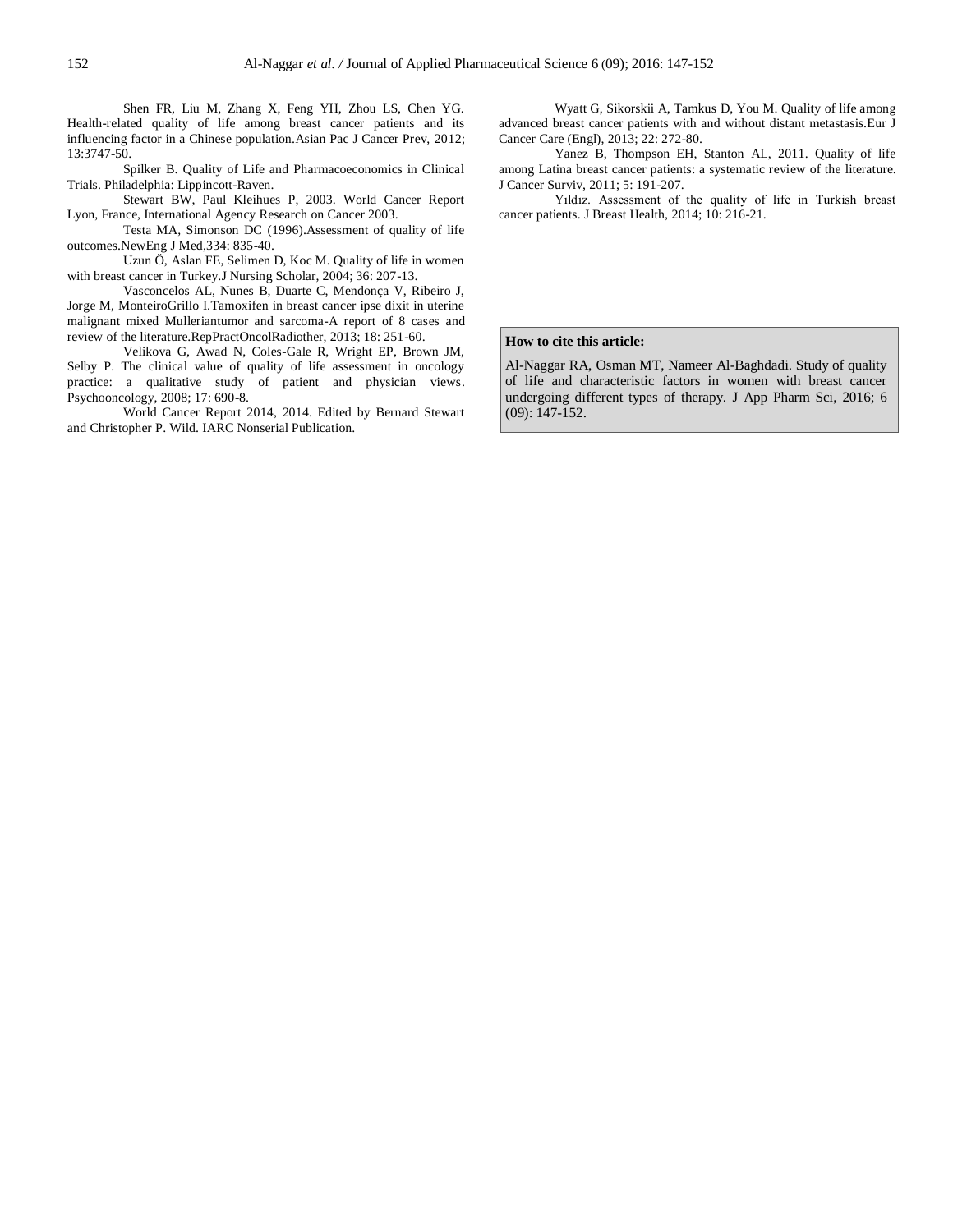Shen FR, Liu M, Zhang X, Feng YH, Zhou LS, Chen YG. Health-related quality of life among breast cancer patients and its influencing factor in a Chinese population.Asian Pac J Cancer Prev, 2012; 13:3747-50.

Spilker B. Quality of Life and Pharmacoeconomics in Clinical Trials. Philadelphia: Lippincott-Raven.

Stewart BW, Paul Kleihues P, 2003. World Cancer Report Lyon, France, International Agency Research on Cancer 2003.

Testa MA, Simonson DC (1996).Assessment of quality of life outcomes.NewEng J Med,334: 835-40.

Uzun Ö, Aslan FE, Selimen D, Koc M. Quality of life in women with breast cancer in Turkey.J Nursing Scholar, 2004; 36: 207-13.

Vasconcelos AL, Nunes B, Duarte C, Mendonça V, Ribeiro J, Jorge M, MonteiroGrillo I.Tamoxifen in breast cancer ipse dixit in uterine malignant mixed Mulleriantumor and sarcoma-A report of 8 cases and review of the literature.RepPractOncolRadiother, 2013; 18: 251-60.

Velikova G, Awad N, Coles-Gale R, Wright EP, Brown JM, Selby P. The clinical value of quality of life assessment in oncology practice: a qualitative study of patient and physician views. Psychooncology, 2008; 17: 690-8.

World Cancer Report 2014, 2014. Edited by Bernard Stewart and Christopher P. Wild. IARC Nonserial Publication.

Wyatt G, Sikorskii A, Tamkus D, You M. Quality of life among advanced breast cancer patients with and without distant metastasis.Eur J Cancer Care (Engl), 2013; 22: 272-80.

Yanez B, Thompson EH, Stanton AL, 2011. Quality of life among Latina breast cancer patients: a systematic review of the literature. J Cancer Surviv, 2011; 5: 191-207.

Yıldız. Assessment of the quality of life in Turkish breast cancer patients. J Breast Health, 2014; 10: 216-21.

**How to cite this article:**

Al-Naggar RA, Osman MT, Nameer Al-Baghdadi. Study of quality of life and characteristic factors in women with breast cancer undergoing different types of therapy. J App Pharm Sci, 2016; 6 (09): 147-152.